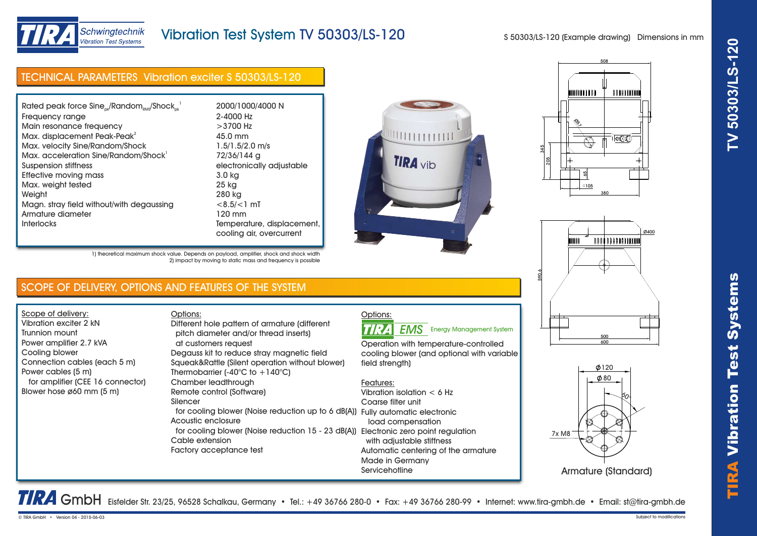# Vibration Test System TV 50303/LS-120

S 50303/LS-120 (Example drawing) Dimensions in mm

## TECHNICAL PARAMETERS Vibration exciter S 50303/LS-120

| | |
|---|---|
| Rated peak force $Sine_{pk}$/$Random_{RMS}$/$Shock_{pk}$ [1] | 2000/1000/4000 N |
| Frequency range | 2-4000 Hz |
| Main resonance frequency | >3700 Hz |
| Max. displacement Peak-Peak[2] | 45.0 mm |
| Max. velocity Sine/Random/Shock | 1.5/1.5/2.0 m/s |
| Max. acceleration Sine/Random/Shock[1] | 72/36/144 g |
| Suspension stiffness | electronically adjustable |
| Effective moving mass | 3.0 kg |
| Max. weight tested | 25 kg |
| Weight | 280 kg |
| Magn. stray field without/with degaussing | <8.5/<1 mT |
| Armature diameter | 120 mm |
| Interlocks | Temperature, displacement, cooling air, overcurrent |

1) theoretical maximum shock value. Depends on payload, amplifier, shock and shock width
2) impact by moving to static mass and frequency is possible

Armature (Standard)

## SCOPE OF DELIVERY, OPTIONS AND FEATURES OF THE SYSTEM

Scope of delivery:
- Vibration exciter 2 kN
- Trunnion mount
- Power amplifier 2.7 kVA
- Cooling blower
- Connection cables (each 5 m)
- Power cables (5 m) for amplifier (CEE 16 connector)
- Blower hose ø60 mm (5 m)

Options:
- Different hole pattern of armature (different pitch diameter and/or thread inserts) at customers request
- Degauss kit to reduce stray magnetic field
- Squeak&Rattle (Silent operation without blower)
- Thermobarrier (-40°C to +140°C)
- Chamber leadthrough
- Remote control (Software)
- Silencer for cooling blower (Noise reduction up to 6 dB(A))
- Acoustic enclosure for cooling blower (Noise reduction 15 - 23 dB(A))
- Cable extension
- Factory acceptance test

Options:

TIRA EMS Energy Management System

Operation with temperature-controlled cooling blower (and optional with variable field strength)

Features:
- Vibration isolation < 6 Hz
- Coarse filter unit
- Fully automatic electronic load compensation
- Electronic zero point regulation with adjustable stiffness
- Automatic centering of the armature
- Made in Germany
- Servicehotline

**TIRA GmbH** Eisfelder Str. 23/25, 96528 Schalkau, Germany • Tel.: +49 36766 280-0 • Fax: +49 36766 280-99 • Internet: www.tira-gmbh.de • Email: st@tira-gmbh.de

© TIRA GmbH • Version 04 - 2015-06-03 Subject to modifications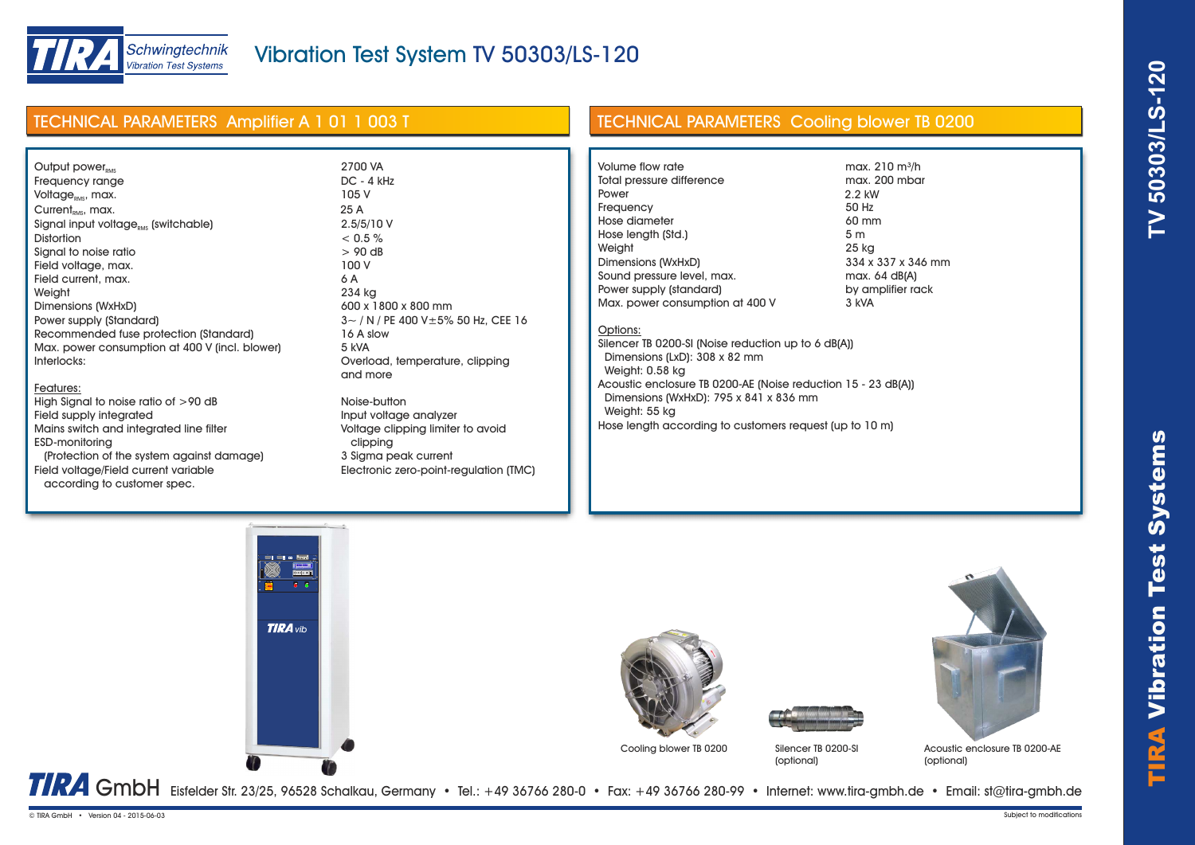# Vibration Test System TV 50303/LS-120

## TECHNICAL PARAMETERS Amplifier A 1 01 1 003 T

| | |
|---|---|
| Output power$_{RMS}$ | 2700 VA |
| Frequency range | DC - 4 kHz |
| Voltage$_{RMS}$, max. | 105 V |
| Current$_{RMS}$, max. | 25 A |
| Signal input voltage$_{RMS}$ (switchable) | 2.5/5/10 V |
| Distortion | < 0.5 % |
| Signal to noise ratio | > 90 dB |
| Field voltage, max. | 100 V |
| Field current, max. | 6 A |
| Weight | 234 kg |
| Dimensions (WxHxD) | 600 x 1800 x 800 mm |
| Power supply (Standard) | 3~ / N / PE 400 V±5% 50 Hz, CEE 16 |
| Recommended fuse protection (Standard) | 16 A slow |
| Max. power consumption at 400 V (incl. blower) | 5 kVA |
| Interlocks: | Overload, temperature, clipping and more |

Features:

- High Signal to noise ratio of >90 dB
- Field supply integrated
- Mains switch and integrated line filter
- ESD-monitoring (Protection of the system against damage)
- Field voltage/Field current variable according to customer spec.
- Noise-button
- Input voltage analyzer
- Voltage clipping limiter to avoid clipping
- 3 Sigma peak current
- Electronic zero-point-regulation (TMC)

## TECHNICAL PARAMETERS Cooling blower TB 0200

| | |
|---|---|
| Volume flow rate | max. 210 m³/h |
| Total pressure difference | max. 200 mbar |
| Power | 2.2 kW |
| Frequency | 50 Hz |
| Hose diameter | 60 mm |
| Hose length (Std.) | 5 m |
| Weight | 25 kg |
| Dimensions (WxHxD) | 334 x 337 x 346 mm |
| Sound pressure level, max. | max. 64 dB(A) |
| Power supply (standard) | by amplifier rack |
| Max. power consumption at 400 V | 3 kVA |

Options:

Silencer TB 0200-SI (Noise reduction up to 6 dB(A))
Dimensions (LxD): 308 x 82 mm
Weight: 0.58 kg

Acoustic enclosure TB 0200-AE (Noise reduction 15 - 23 dB(A))
Dimensions (WxHxD): 795 x 841 x 836 mm
Weight: 55 kg

Hose length according to customers request (up to 10 m)

Cooling blower TB 0200

Silencer TB 0200-SI (optional)

Acoustic enclosure TB 0200-AE (optional)

**TIRA GmbH** Eisfelder Str. 23/25, 96528 Schalkau, Germany • Tel.: +49 36766 280-0 • Fax: +49 36766 280-99 • Internet: www.tira-gmbh.de • Email: st@tira-gmbh.de

© TIRA GmbH • Version 04 - 2015-06-03 — Subject to modifications